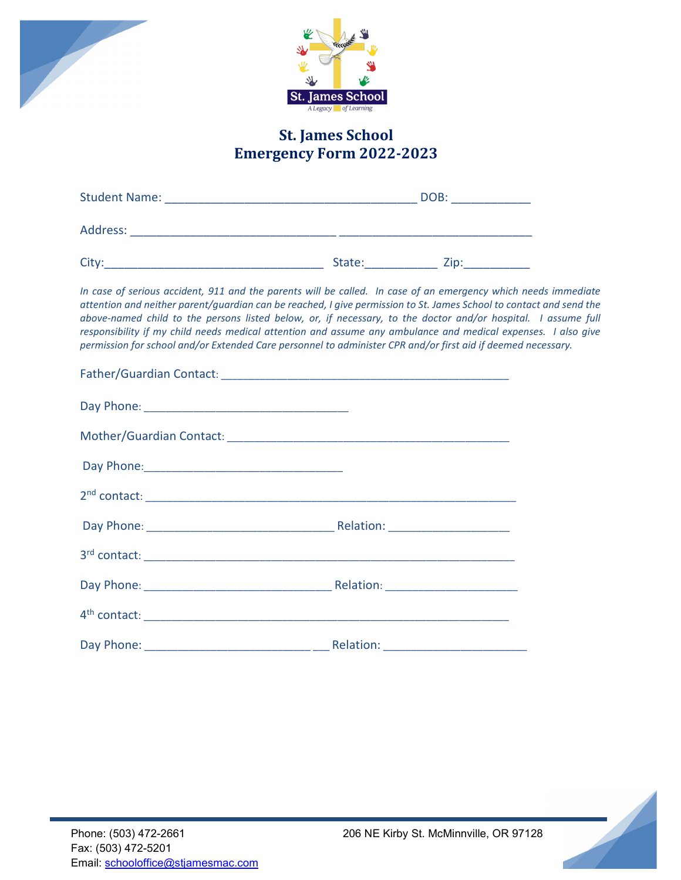St. James School

A Legacy of Learning

# St. James School
# Emergency Form 2022-2023

Student Name: ______________________________________ DOB: ____________

Address: _______________________________ _____________________________

City:_________________________________ State:___________ Zip:__________

*In case of serious accident, 911 and the parents will be called. In case of an emergency which needs immediate attention and neither parent/guardian can be reached, I give permission to St. James School to contact and send the above-named child to the persons listed below, or, if necessary, to the doctor and/or hospital. I assume full responsibility if my child needs medical attention and assume any ambulance and medical expenses. I also give permission for school and/or Extended Care personnel to administer CPR and/or first aid if deemed necessary.*

Father/Guardian Contact: ____________________________________________

Day Phone: ________________________________

Mother/Guardian Contact: ____________________________________________

Day Phone:_______________________________

2nd contact: __________________________________________________________

Day Phone: _____________________________ Relation: ___________________

3rd contact: __________________________________________________________

Day Phone: _____________________________ Relation: _____________________

4th contact: _________________________________________________________

Day Phone: __________________________ ___ Relation: ______________________

Phone: (503) 472-2661
Fax: (503) 472-5201
Email: schooloffice@stjamesmac.com

206 NE Kirby St. McMinnville, OR 97128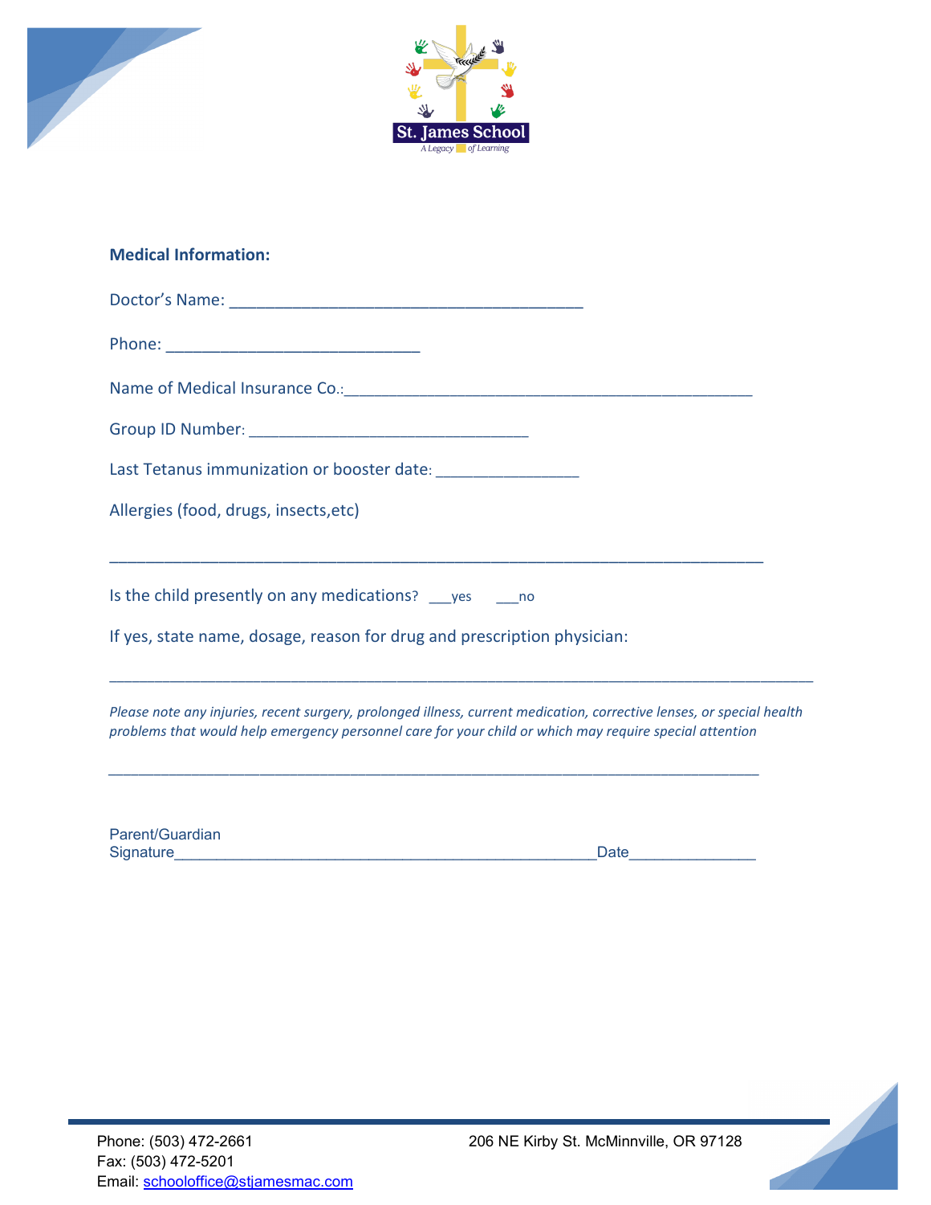St. James School

A Legacy of Learning

**Medical Information:**

Doctor's Name: ________________________________________

Phone: _____________________________

Name of Medical Insurance Co.:_______________________________________________

Group ID Number: ________________________________

Last Tetanus immunization or booster date: ________________

Allergies (food, drugs, insects,etc)

___________________________________________________________________________

Is the child presently on any medications? ___yes ___no

If yes, state name, dosage, reason for drug and prescription physician:

________________________________________________________________________________

*Please note any injuries, recent surgery, prolonged illness, current medication, corrective lenses, or special health problems that would help emergency personnel care for your child or which may require special attention*

___________________________________________________________________________

Parent/Guardian Signature_________________________________________________Date______________

Phone: (503) 472-2661
Fax: (503) 472-5201
Email: schooloffice@stjamesmac.com

206 NE Kirby St. McMinnville, OR 97128